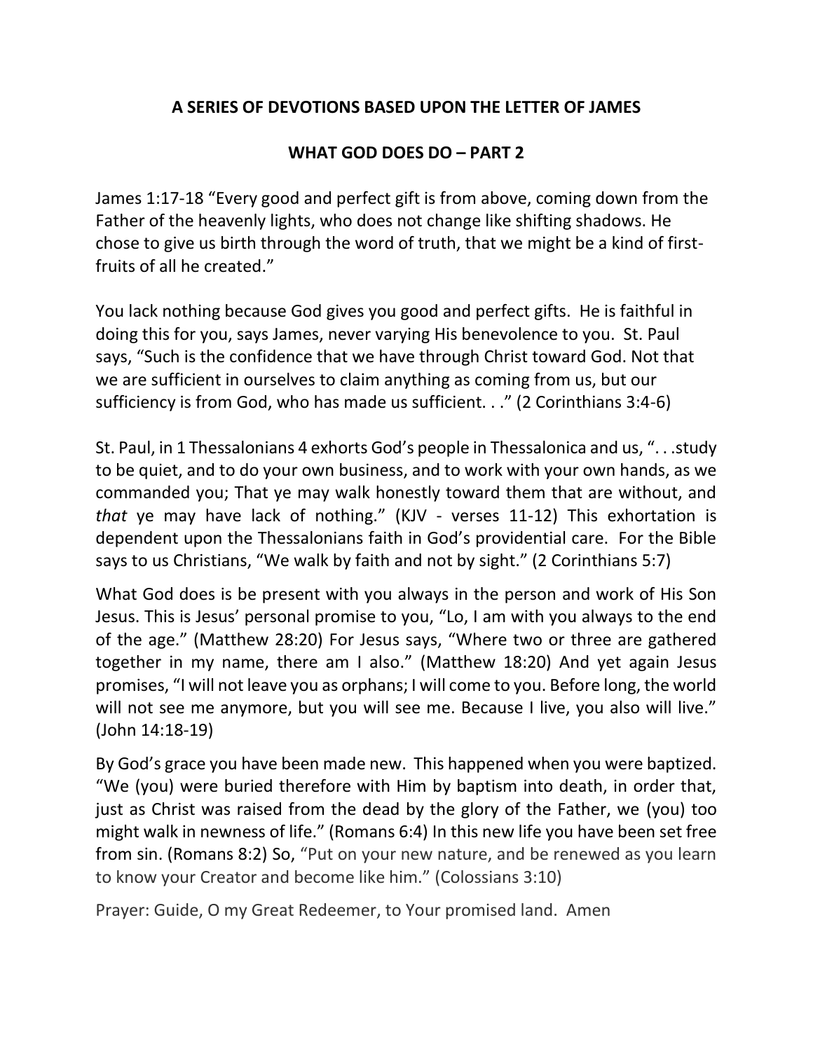## A SERIES OF DEVOTIONS BASED UPON THE LETTER OF JAMES

## WHAT GOD DOES DO – PART 2

James 1:17-18 "Every good and perfect gift is from above, coming down from the Father of the heavenly lights, who does not change like shifting shadows. He chose to give us birth through the word of truth, that we might be a kind of first-fruits of all he created."

You lack nothing because God gives you good and perfect gifts. He is faithful in doing this for you, says James, never varying His benevolence to you. St. Paul says, "Such is the confidence that we have through Christ toward God. Not that we are sufficient in ourselves to claim anything as coming from us, but our sufficiency is from God, who has made us sufficient. . ." (2 Corinthians 3:4-6)

St. Paul, in 1 Thessalonians 4 exhorts God's people in Thessalonica and us, ". . .study to be quiet, and to do your own business, and to work with your own hands, as we commanded you; That ye may walk honestly toward them that are without, and *that* ye may have lack of nothing." (KJV - verses 11-12) This exhortation is dependent upon the Thessalonians faith in God's providential care. For the Bible says to us Christians, "We walk by faith and not by sight." (2 Corinthians 5:7)

What God does is be present with you always in the person and work of His Son Jesus. This is Jesus' personal promise to you, "Lo, I am with you always to the end of the age." (Matthew 28:20) For Jesus says, "Where two or three are gathered together in my name, there am I also." (Matthew 18:20) And yet again Jesus promises, "I will not leave you as orphans; I will come to you. Before long, the world will not see me anymore, but you will see me. Because I live, you also will live." (John 14:18-19)

By God's grace you have been made new. This happened when you were baptized. "We (you) were buried therefore with Him by baptism into death, in order that, just as Christ was raised from the dead by the glory of the Father, we (you) too might walk in newness of life." (Romans 6:4) In this new life you have been set free from sin. (Romans 8:2) So, "Put on your new nature, and be renewed as you learn to know your Creator and become like him." (Colossians 3:10)

Prayer: Guide, O my Great Redeemer, to Your promised land. Amen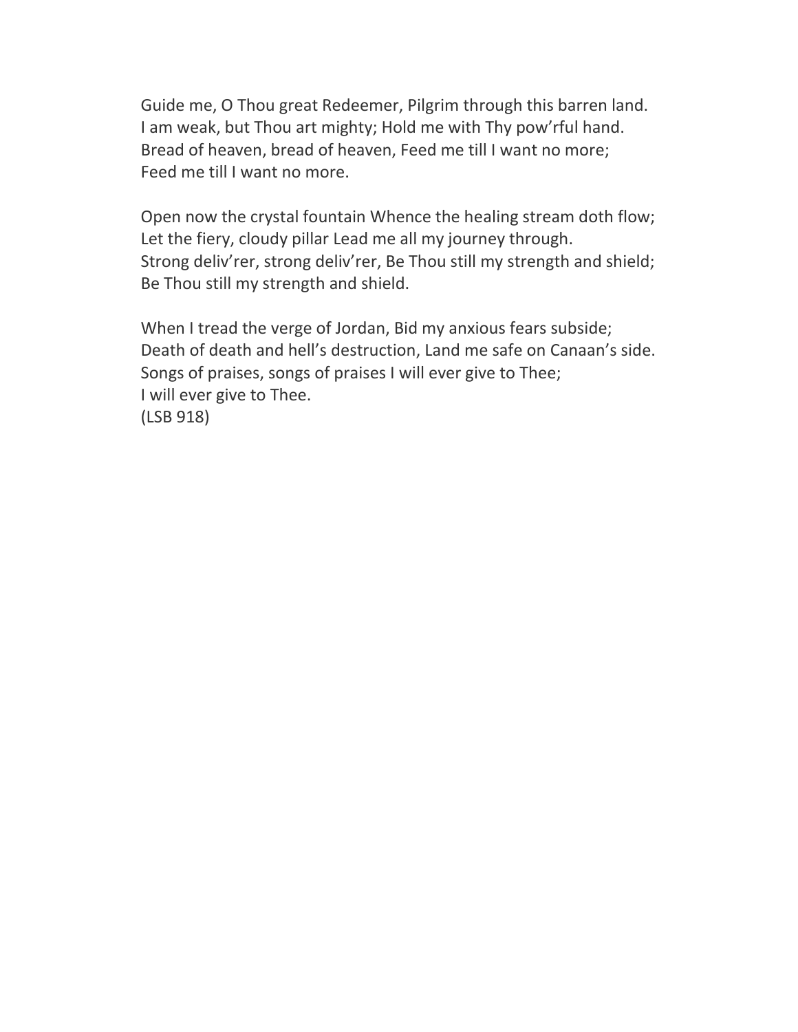Guide me, O Thou great Redeemer, Pilgrim through this barren land.
I am weak, but Thou art mighty; Hold me with Thy pow'rful hand.
Bread of heaven, bread of heaven, Feed me till I want no more;
Feed me till I want no more.

Open now the crystal fountain Whence the healing stream doth flow;
Let the fiery, cloudy pillar Lead me all my journey through.
Strong deliv'rer, strong deliv'rer, Be Thou still my strength and shield;
Be Thou still my strength and shield.

When I tread the verge of Jordan, Bid my anxious fears subside;
Death of death and hell's destruction, Land me safe on Canaan's side.
Songs of praises, songs of praises I will ever give to Thee;
I will ever give to Thee.
(LSB 918)